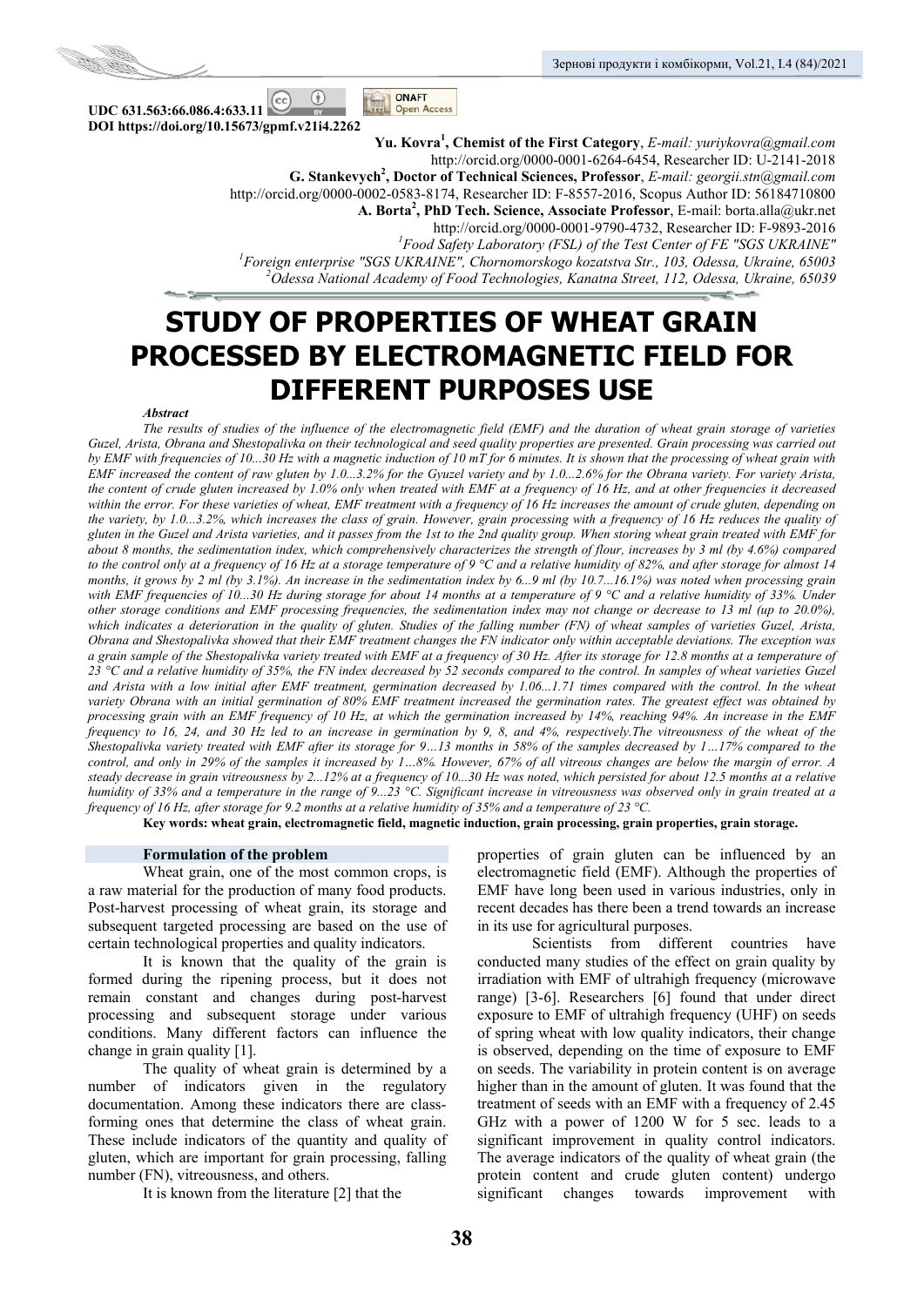UDC 631.563:66.086.4:633.11
DOI https://doi.org/10.15673/gpmf.v21i4.2262

**Yu. Kovra[1], Chemist of the First Category**, *E-mail: yuriykovra@gmail.com*
http://orcid.org/0000-0001-6264-6454, Researcher ID: U-2141-2018
**G. Stankevych[2], Doctor of Technical Sciences, Professor**, *E-mail: georgii.stn@gmail.com*
http://orcid.org/0000-0002-0583-8174, Researcher ID: F-8557-2016, Scopus Author ID: 56184710800
**A. Borta[2], PhD Tech. Science, Associate Professor**, E-mail: borta.alla@ukr.net
http://orcid.org/0000-0001-9790-4732, Researcher ID: F-9893-2016
[1]*Food Safety Laboratory (FSL) of the Test Center of FE "SGS UKRAINE"*
[1]*Foreign enterprise "SGS UKRAINE", Chornomorskogo kozatstva Str., 103, Odessa, Ukraine, 65003*
[2]*Odessa National Academy of Food Technologies, Kanatna Street, 112, Odessa, Ukraine, 65039*

# STUDY OF PROPERTIES OF WHEAT GRAIN PROCESSED BY ELECTROMAGNETIC FIELD FOR DIFFERENT PURPOSES USE

***Abstract***

*The results of studies of the influence of the electromagnetic field (EMF) and the duration of wheat grain storage of varieties Guzel, Arista, Obrana and Shestopalivka on their technological and seed quality properties are presented. Grain processing was carried out by EMF with frequencies of 10...30 Hz with a magnetic induction of 10 mT for 6 minutes. It is shown that the processing of wheat grain with EMF increased the content of raw gluten by 1.0...3.2% for the Gyuzel variety and by 1.0...2.6% for the Obrana variety. For variety Arista, the content of crude gluten increased by 1.0% only when treated with EMF at a frequency of 16 Hz, and at other frequencies it decreased within the error. For these varieties of wheat, EMF treatment with a frequency of 16 Hz increases the amount of crude gluten, depending on the variety, by 1.0...3.2%, which increases the class of grain. However, grain processing with a frequency of 16 Hz reduces the quality of gluten in the Guzel and Arista varieties, and it passes from the 1st to the 2nd quality group. When storing wheat grain treated with EMF for about 8 months, the sedimentation index, which comprehensively characterizes the strength of flour, increases by 3 ml (by 4.6%) compared to the control only at a frequency of 16 Hz at a storage temperature of 9 °C and a relative humidity of 82%, and after storage for almost 14 months, it grows by 2 ml (by 3.1%). An increase in the sedimentation index by 6...9 ml (by 10.7...16.1%) was noted when processing grain with EMF frequencies of 10...30 Hz during storage for about 14 months at a temperature of 9 °C and a relative humidity of 33%. Under other storage conditions and EMF processing frequencies, the sedimentation index may not change or decrease to 13 ml (up to 20.0%), which indicates a deterioration in the quality of gluten. Studies of the falling number (FN) of wheat samples of varieties Guzel, Arista, Obrana and Shestopalivka showed that their EMF treatment changes the FN indicator only within acceptable deviations. The exception was a grain sample of the Shestopalivka variety treated with EMF at a frequency of 30 Hz. After its storage for 12.8 months at a temperature of 23 °C and a relative humidity of 35%, the FN index decreased by 52 seconds compared to the control. In samples of wheat varieties Guzel and Arista with a low initial after EMF treatment, germination decreased by 1.06...1.71 times compared with the control. In the wheat variety Obrana with an initial germination of 80% EMF treatment increased the germination rates. The greatest effect was obtained by processing grain with an EMF frequency of 10 Hz, at which the germination increased by 14%, reaching 94%. An increase in the EMF frequency to 16, 24, and 30 Hz led to an increase in germination by 9, 8, and 4%, respectively.The vitreousness of the wheat of the Shestopalivka variety treated with EMF after its storage for 9…13 months in 58% of the samples decreased by 1…17% compared to the control, and only in 29% of the samples it increased by 1…8%. However, 67% of all vitreous changes are below the margin of error. A steady decrease in grain vitreousness by 2...12% at a frequency of 10...30 Hz was noted, which persisted for about 12.5 months at a relative humidity of 33% and a temperature in the range of 9...23 °C. Significant increase in vitreousness was observed only in grain treated at a frequency of 16 Hz, after storage for 9.2 months at a relative humidity of 35% and a temperature of 23 °C.*

**Key words: wheat grain, electromagnetic field, magnetic induction, grain processing, grain properties, grain storage.**

## Formulation of the problem

Wheat grain, one of the most common crops, is a raw material for the production of many food products. Post-harvest processing of wheat grain, its storage and subsequent targeted processing are based on the use of certain technological properties and quality indicators.

It is known that the quality of the grain is formed during the ripening process, but it does not remain constant and changes during post-harvest processing and subsequent storage under various conditions. Many different factors can influence the change in grain quality [1].

The quality of wheat grain is determined by a number of indicators given in the regulatory documentation. Among these indicators there are class-forming ones that determine the class of wheat grain. These include indicators of the quantity and quality of gluten, which are important for grain processing, falling number (FN), vitreousness, and others.

It is known from the literature [2] that the properties of grain gluten can be influenced by an electromagnetic field (EMF). Although the properties of EMF have long been used in various industries, only in recent decades has there been a trend towards an increase in its use for agricultural purposes.

Scientists from different countries have conducted many studies of the effect on grain quality by irradiation with EMF of ultrahigh frequency (microwave range) [3-6]. Researchers [6] found that under direct exposure to EMF of ultrahigh frequency (UHF) on seeds of spring wheat with low quality indicators, their change is observed, depending on the time of exposure to EMF on seeds. The variability in protein content is on average higher than in the amount of gluten. It was found that the treatment of seeds with an EMF with a frequency of 2.45 GHz with a power of 1200 W for 5 sec. leads to a significant improvement in quality control indicators. The average indicators of the quality of wheat grain (the protein content and crude gluten content) undergo significant changes towards improvement with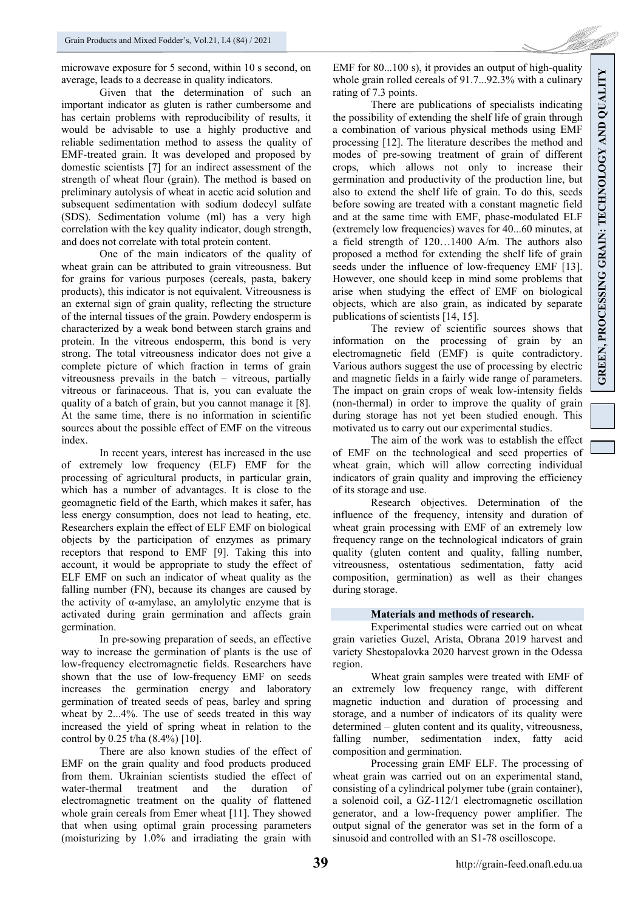microwave exposure for 5 second, within 10 s second, on average, leads to a decrease in quality indicators.

Given that the determination of such an important indicator as gluten is rather cumbersome and has certain problems with reproducibility of results, it would be advisable to use a highly productive and reliable sedimentation method to assess the quality of EMF-treated grain. It was developed and proposed by domestic scientists [7] for an indirect assessment of the strength of wheat flour (grain). The method is based on preliminary autolysis of wheat in acetic acid solution and subsequent sedimentation with sodium dodecyl sulfate (SDS). Sedimentation volume (ml) has a very high correlation with the key quality indicator, dough strength, and does not correlate with total protein content.

One of the main indicators of the quality of wheat grain can be attributed to grain vitreousness. But for grains for various purposes (cereals, pasta, bakery products), this indicator is not equivalent. Vitreousness is an external sign of grain quality, reflecting the structure of the internal tissues of the grain. Powdery endosperm is characterized by a weak bond between starch grains and protein. In the vitreous endosperm, this bond is very strong. The total vitreousness indicator does not give a complete picture of which fraction in terms of grain vitreousness prevails in the batch – vitreous, partially vitreous or farinaceous. That is, you can evaluate the quality of a batch of grain, but you cannot manage it [8]. At the same time, there is no information in scientific sources about the possible effect of EMF on the vitreous index.

In recent years, interest has increased in the use of extremely low frequency (ELF) EMF for the processing of agricultural products, in particular grain, which has a number of advantages. It is close to the geomagnetic field of the Earth, which makes it safer, has less energy consumption, does not lead to heating, etc. Researchers explain the effect of ELF EMF on biological objects by the participation of enzymes as primary receptors that respond to EMF [9]. Taking this into account, it would be appropriate to study the effect of ELF EMF on such an indicator of wheat quality as the falling number (FN), because its changes are caused by the activity of α-amylase, an amylolytic enzyme that is activated during grain germination and affects grain germination.

In pre-sowing preparation of seeds, an effective way to increase the germination of plants is the use of low-frequency electromagnetic fields. Researchers have shown that the use of low-frequency EMF on seeds increases the germination energy and laboratory germination of treated seeds of peas, barley and spring wheat by 2...4%. The use of seeds treated in this way increased the yield of spring wheat in relation to the control by 0.25 t/ha (8.4%) [10].

There are also known studies of the effect of EMF on the grain quality and food products produced from them. Ukrainian scientists studied the effect of water-thermal treatment and the duration of electromagnetic treatment on the quality of flattened whole grain cereals from Emer wheat [11]. They showed that when using optimal grain processing parameters (moisturizing by 1.0% and irradiating the grain with EMF for 80...100 s), it provides an output of high-quality whole grain rolled cereals of 91.7...92.3% with a culinary rating of 7.3 points.

There are publications of specialists indicating the possibility of extending the shelf life of grain through a combination of various physical methods using EMF processing [12]. The literature describes the method and modes of pre-sowing treatment of grain of different crops, which allows not only to increase their germination and productivity of the production line, but also to extend the shelf life of grain. To do this, seeds before sowing are treated with a constant magnetic field and at the same time with EMF, phase-modulated ELF (extremely low frequencies) waves for 40...60 minutes, at a field strength of 120…1400 A/m. The authors also proposed a method for extending the shelf life of grain seeds under the influence of low-frequency EMF [13]. However, one should keep in mind some problems that arise when studying the effect of EMF on biological objects, which are also grain, as indicated by separate publications of scientists [14, 15].

The review of scientific sources shows that information on the processing of grain by an electromagnetic field (EMF) is quite contradictory. Various authors suggest the use of processing by electric and magnetic fields in a fairly wide range of parameters. The impact on grain crops of weak low-intensity fields (non-thermal) in order to improve the quality of grain during storage has not yet been studied enough. This motivated us to carry out our experimental studies.

The aim of the work was to establish the effect of EMF on the technological and seed properties of wheat grain, which will allow correcting individual indicators of grain quality and improving the efficiency of its storage and use.

Research objectives. Determination of the influence of the frequency, intensity and duration of wheat grain processing with EMF of an extremely low frequency range on the technological indicators of grain quality (gluten content and quality, falling number, vitreousness, ostentatious sedimentation, fatty acid composition, germination) as well as their changes during storage.

## Materials and methods of research.

Experimental studies were carried out on wheat grain varieties Guzel, Arista, Obrana 2019 harvest and variety Shestopalovka 2020 harvest grown in the Odessa region.

Wheat grain samples were treated with EMF of an extremely low frequency range, with different magnetic induction and duration of processing and storage, and a number of indicators of its quality were determined – gluten content and its quality, vitreousness, falling number, sedimentation index, fatty acid composition and germination.

Processing grain EMF ELF. The processing of wheat grain was carried out on an experimental stand, consisting of a cylindrical polymer tube (grain container), a solenoid coil, a GZ-112/1 electromagnetic oscillation generator, and a low-frequency power amplifier. The output signal of the generator was set in the form of a sinusoid and controlled with an S1-78 oscilloscope.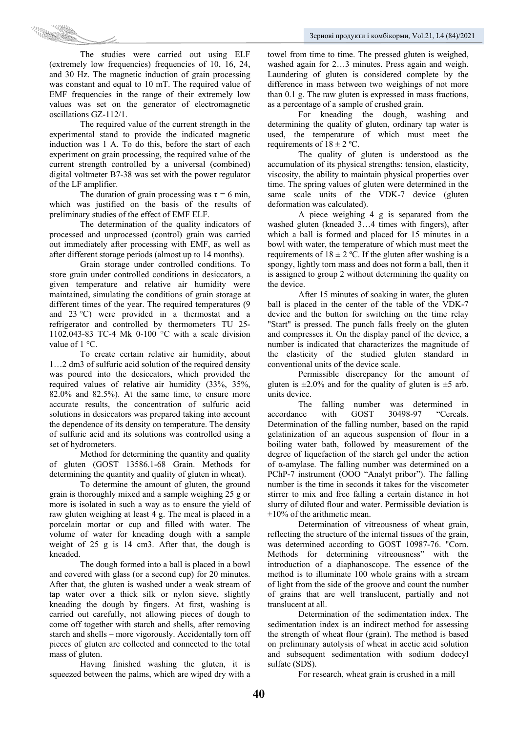The studies were carried out using ELF (extremely low frequencies) frequencies of 10, 16, 24, and 30 Hz. The magnetic induction of grain processing was constant and equal to 10 mT. The required value of EMF frequencies in the range of their extremely low values was set on the generator of electromagnetic oscillations GZ-112/1.

The required value of the current strength in the experimental stand to provide the indicated magnetic induction was 1 A. To do this, before the start of each experiment on grain processing, the required value of the current strength controlled by a universal (combined) digital voltmeter B7-38 was set with the power regulator of the LF amplifier.

The duration of grain processing was $\tau = 6$ min, which was justified on the basis of the results of preliminary studies of the effect of EMF ELF.

The determination of the quality indicators of processed and unprocessed (control) grain was carried out immediately after processing with EMF, as well as after different storage periods (almost up to 14 months).

Grain storage under controlled conditions. To store grain under controlled conditions in desiccators, a given temperature and relative air humidity were maintained, simulating the conditions of grain storage at different times of the year. The required temperatures (9 and 23 °C) were provided in a thermostat and a refrigerator and controlled by thermometers TU 25-1102.043-83 TC-4 Mk 0-100 °C with a scale division value of 1 °C.

To create certain relative air humidity, about 1…2 dm3 of sulfuric acid solution of the required density was poured into the desiccators, which provided the required values of relative air humidity (33%, 35%, 82.0% and 82.5%). At the same time, to ensure more accurate results, the concentration of sulfuric acid solutions in desiccators was prepared taking into account the dependence of its density on temperature. The density of sulfuric acid and its solutions was controlled using a set of hydrometers.

Method for determining the quantity and quality of gluten (GOST 13586.1-68 Grain. Methods for determining the quantity and quality of gluten in wheat).

To determine the amount of gluten, the ground grain is thoroughly mixed and a sample weighing 25 g or more is isolated in such a way as to ensure the yield of raw gluten weighing at least 4 g. The meal is placed in a porcelain mortar or cup and filled with water. The volume of water for kneading dough with a sample weight of 25 g is 14 cm3. After that, the dough is kneaded.

The dough formed into a ball is placed in a bowl and covered with glass (or a second cup) for 20 minutes. After that, the gluten is washed under a weak stream of tap water over a thick silk or nylon sieve, slightly kneading the dough by fingers. At first, washing is carried out carefully, not allowing pieces of dough to come off together with starch and shells, after removing starch and shells – more vigorously. Accidentally torn off pieces of gluten are collected and connected to the total mass of gluten.

Having finished washing the gluten, it is squeezed between the palms, which are wiped dry with a towel from time to time. The pressed gluten is weighed, washed again for 2…3 minutes. Press again and weigh. Laundering of gluten is considered complete by the difference in mass between two weighings of not more than 0.1 g. The raw gluten is expressed in mass fractions, as a percentage of a sample of crushed grain.

For kneading the dough, washing and determining the quality of gluten, ordinary tap water is used, the temperature of which must meet the requirements of $18 \pm 2$ ºC.

The quality of gluten is understood as the accumulation of its physical strengths: tension, elasticity, viscosity, the ability to maintain physical properties over time. The spring values of gluten were determined in the same scale units of the VDK-7 device (gluten deformation was calculated).

A piece weighing 4 g is separated from the washed gluten (kneaded 3…4 times with fingers), after which a ball is formed and placed for 15 minutes in a bowl with water, the temperature of which must meet the requirements of $18 \pm 2$ ºC. If the gluten after washing is a spongy, lightly torn mass and does not form a ball, then it is assigned to group 2 without determining the quality on the device.

After 15 minutes of soaking in water, the gluten ball is placed in the center of the table of the VDK-7 device and the button for switching on the time relay "Start" is pressed. The punch falls freely on the gluten and compresses it. On the display panel of the device, a number is indicated that characterizes the magnitude of the elasticity of the studied gluten standard in conventional units of the device scale.

Permissible discrepancy for the amount of gluten is ±2.0% and for the quality of gluten is ±5 arb. units device.

The falling number was determined in accordance with GOST 30498-97 "Cereals. Determination of the falling number, based on the rapid gelatinization of an aqueous suspension of flour in a boiling water bath, followed by measurement of the degree of liquefaction of the starch gel under the action of α-amylase. The falling number was determined on a PChP-7 instrument (OOO "Analyt pribor"). The falling number is the time in seconds it takes for the viscometer stirrer to mix and free falling a certain distance in hot slurry of diluted flour and water. Permissible deviation is ±10% of the arithmetic mean.

Determination of vitreousness of wheat grain, reflecting the structure of the internal tissues of the grain, was determined according to GOST 10987-76. "Corn. Methods for determining vitreousness" with the introduction of a diaphanoscope. The essence of the method is to illuminate 100 whole grains with a stream of light from the side of the groove and count the number of grains that are well translucent, partially and not translucent at all.

Determination of the sedimentation index. The sedimentation index is an indirect method for assessing the strength of wheat flour (grain). The method is based on preliminary autolysis of wheat in acetic acid solution and subsequent sedimentation with sodium dodecyl sulfate (SDS).

For research, wheat grain is crushed in a mill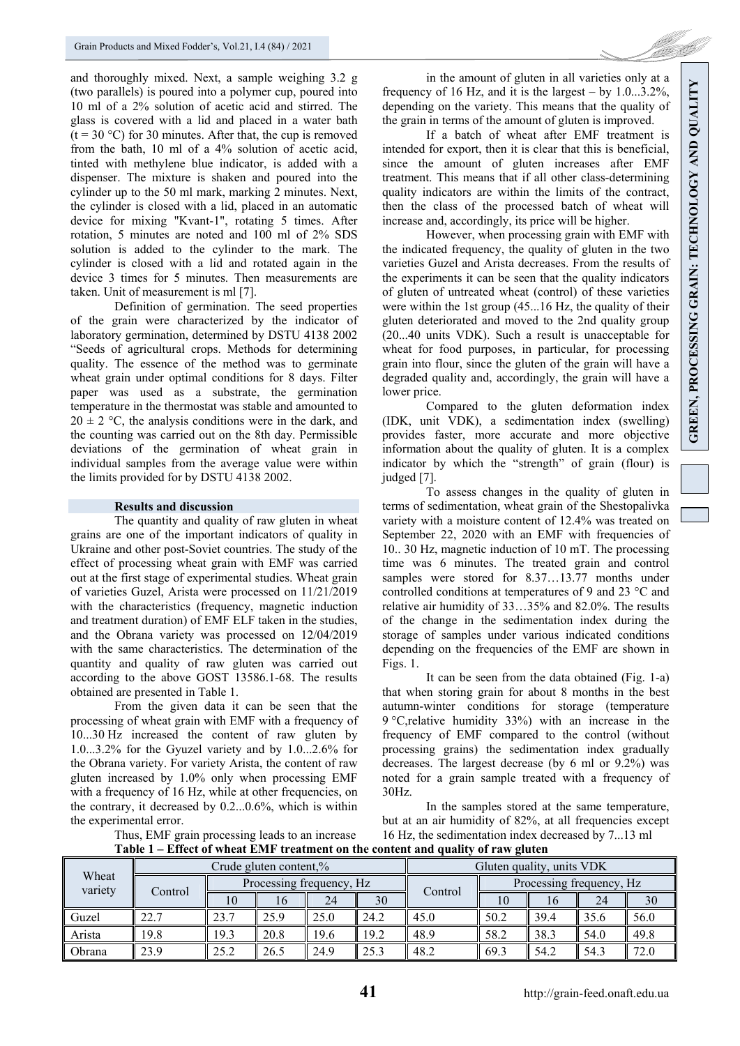and thoroughly mixed. Next, a sample weighing 3.2 g (two parallels) is poured into a polymer cup, poured into 10 ml of a 2% solution of acetic acid and stirred. The glass is covered with a lid and placed in a water bath (t = 30 °C) for 30 minutes. After that, the cup is removed from the bath, 10 ml of a 4% solution of acetic acid, tinted with methylene blue indicator, is added with a dispenser. The mixture is shaken and poured into the cylinder up to the 50 ml mark, marking 2 minutes. Next, the cylinder is closed with a lid, placed in an automatic device for mixing "Kvant-1", rotating 5 times. After rotation, 5 minutes are noted and 100 ml of 2% SDS solution is added to the cylinder to the mark. The cylinder is closed with a lid and rotated again in the device 3 times for 5 minutes. Then measurements are taken. Unit of measurement is ml [7].

Definition of germination. The seed properties of the grain were characterized by the indicator of laboratory germination, determined by DSTU 4138 2002 "Seeds of agricultural crops. Methods for determining quality. The essence of the method was to germinate wheat grain under optimal conditions for 8 days. Filter paper was used as a substrate, the germination temperature in the thermostat was stable and amounted to 20 ± 2 °C, the analysis conditions were in the dark, and the counting was carried out on the 8th day. Permissible deviations of the germination of wheat grain in individual samples from the average value were within the limits provided for by DSTU 4138 2002.

## Results and discussion

The quantity and quality of raw gluten in wheat grains are one of the important indicators of quality in Ukraine and other post-Soviet countries. The study of the effect of processing wheat grain with EMF was carried out at the first stage of experimental studies. Wheat grain of varieties Guzel, Arista were processed on 11/21/2019 with the characteristics (frequency, magnetic induction and treatment duration) of EMF ELF taken in the studies, and the Obrana variety was processed on 12/04/2019 with the same characteristics. The determination of the quantity and quality of raw gluten was carried out according to the above GOST 13586.1-68. The results obtained are presented in Table 1.

From the given data it can be seen that the processing of wheat grain with EMF with a frequency of 10...30 Hz increased the content of raw gluten by 1.0...3.2% for the Gyuzel variety and by 1.0...2.6% for the Obrana variety. For variety Arista, the content of raw gluten increased by 1.0% only when processing EMF with a frequency of 16 Hz, while at other frequencies, on the contrary, it decreased by 0.2...0.6%, which is within the experimental error.

Thus, EMF grain processing leads to an increase in the amount of gluten in all varieties only at a frequency of 16 Hz, and it is the largest – by 1.0...3.2%, depending on the variety. This means that the quality of the grain in terms of the amount of gluten is improved.

If a batch of wheat after EMF treatment is intended for export, then it is clear that this is beneficial, since the amount of gluten increases after EMF treatment. This means that if all other class-determining quality indicators are within the limits of the contract, then the class of the processed batch of wheat will increase and, accordingly, its price will be higher.

However, when processing grain with EMF with the indicated frequency, the quality of gluten in the two varieties Guzel and Arista decreases. From the results of the experiments it can be seen that the quality indicators of gluten of untreated wheat (control) of these varieties were within the 1st group (45...16 Hz, the quality of their gluten deteriorated and moved to the 2nd quality group (20...40 units VDK). Such a result is unacceptable for wheat for food purposes, in particular, for processing grain into flour, since the gluten of the grain will have a degraded quality and, accordingly, the grain will have a lower price.

Compared to the gluten deformation index (IDK, unit VDK), a sedimentation index (swelling) provides faster, more accurate and more objective information about the quality of gluten. It is a complex indicator by which the "strength" of grain (flour) is judged [7].

To assess changes in the quality of gluten in terms of sedimentation, wheat grain of the Shestopalivka variety with a moisture content of 12.4% was treated on September 22, 2020 with an EMF with frequencies of 10.. 30 Hz, magnetic induction of 10 mT. The processing time was 6 minutes. The treated grain and control samples were stored for 8.37…13.77 months under controlled conditions at temperatures of 9 and 23 °C and relative air humidity of 33…35% and 82.0%. The results of the change in the sedimentation index during the storage of samples under various indicated conditions depending on the frequencies of the EMF are shown in Figs. 1.

It can be seen from the data obtained (Fig. 1-a) that when storing grain for about 8 months in the best autumn-winter conditions for storage (temperature 9 °C,relative humidity 33%) with an increase in the frequency of EMF compared to the control (without processing grains) the sedimentation index gradually decreases. The largest decrease (by 6 ml or 9.2%) was noted for a grain sample treated with a frequency of 30Hz.

In the samples stored at the same temperature, but at an air humidity of 82%, at all frequencies except 16 Hz, the sedimentation index decreased by 7...13 ml

**Table 1 – Effect of wheat EMF treatment on the content and quality of raw gluten**

| Wheat variety | Crude gluten content,% | | | | | Gluten quality, units VDK | | | | |
|---|---|---|---|---|---|---|---|---|---|---|
| | Control | Processing frequency, Hz | | | | Control | Processing frequency, Hz | | | |
| | | 10 | 16 | 24 | 30 | | 10 | 16 | 24 | 30 |
| Guzel | 22.7 | 23.7 | 25.9 | 25.0 | 24.2 | 45.0 | 50.2 | 39.4 | 35.6 | 56.0 |
| Arista | 19.8 | 19.3 | 20.8 | 19.6 | 19.2 | 48.9 | 58.2 | 38.3 | 54.0 | 49.8 |
| Obrana | 23.9 | 25.2 | 26.5 | 24.9 | 25.3 | 48.2 | 69.3 | 54.2 | 54.3 | 72.0 |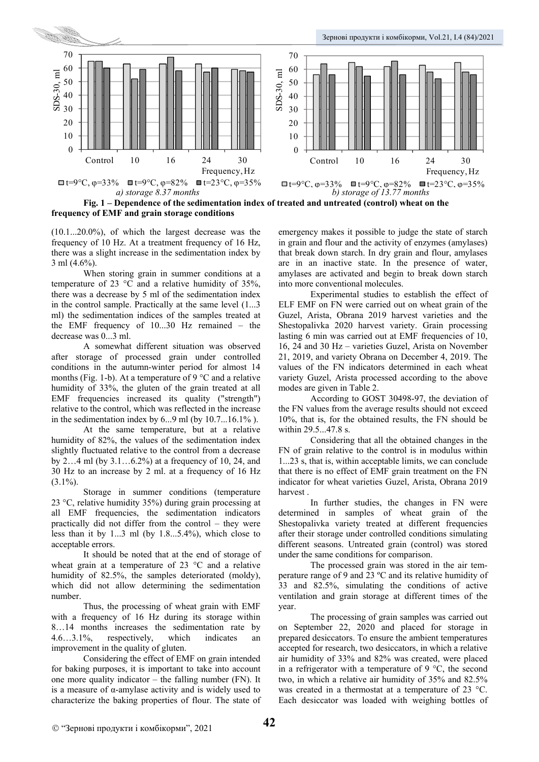Fig. 1 – Dependence of the sedimentation index of treated and untreated (control) wheat on the frequency of EMF and grain storage conditions

*a) storage 8.37 months*; *b) storage of 13.77 months*

(10.1...20.0%), of which the largest decrease was the frequency of 10 Hz. At a treatment frequency of 16 Hz, there was a slight increase in the sedimentation index by 3 ml (4.6%).

When storing grain in summer conditions at a temperature of 23 °C and a relative humidity of 35%, there was a decrease by 5 ml of the sedimentation index in the control sample. Practically at the same level (1...3 ml) the sedimentation indices of the samples treated at the EMF frequency of 10...30 Hz remained – the decrease was 0...3 ml.

A somewhat different situation was observed after storage of processed grain under controlled conditions in the autumn-winter period for almost 14 months (Fig. 1-b). At a temperature of 9 °C and a relative humidity of 33%, the gluten of the grain treated at all EMF frequencies increased its quality ("strength") relative to the control, which was reflected in the increase in the sedimentation index by 6...9 ml (by 10.7...16.1% ).

At the same temperature, but at a relative humidity of 82%, the values of the sedimentation index slightly fluctuated relative to the control from a decrease by 2…4 ml (by 3.1…6.2%) at a frequency of 10, 24, and 30 Hz to an increase by 2 ml. at a frequency of 16 Hz (3.1%).

Storage in summer conditions (temperature 23 °C, relative humidity 35%) during grain processing at all EMF frequencies, the sedimentation indicators practically did not differ from the control – they were less than it by 1...3 ml (by 1.8...5.4%), which close to acceptable errors.

It should be noted that at the end of storage of wheat grain at a temperature of 23 °C and a relative humidity of 82.5%, the samples deteriorated (moldy), which did not allow determining the sedimentation number.

Thus, the processing of wheat grain with EMF with a frequency of 16 Hz during its storage within 8…14 months increases the sedimentation rate by 4.6…3.1%, respectively, which indicates an improvement in the quality of gluten.

Considering the effect of EMF on grain intended for baking purposes, it is important to take into account one more quality indicator – the falling number (FN). It is a measure of α-amylase activity and is widely used to characterize the baking properties of flour. The state of emergency makes it possible to judge the state of starch in grain and flour and the activity of enzymes (amylases) that break down starch. In dry grain and flour, amylases are in an inactive state. In the presence of water, amylases are activated and begin to break down starch into more conventional molecules.

Experimental studies to establish the effect of ELF EMF on FN were carried out on wheat grain of the Guzel, Arista, Obrana 2019 harvest varieties and the Shestopalivka 2020 harvest variety. Grain processing lasting 6 min was carried out at EMF frequencies of 10, 16, 24 and 30 Hz – varieties Guzel, Arista on November 21, 2019, and variety Obrana on December 4, 2019. The values of the FN indicators determined in each wheat variety Guzel, Arista processed according to the above modes are given in Table 2.

According to GOST 30498-97, the deviation of the FN values from the average results should not exceed 10%, that is, for the obtained results, the FN should be within 29.5...47.8 s.

Considering that all the obtained changes in the FN of grain relative to the control is in modulus within 1...23 s, that is, within acceptable limits, we can conclude that there is no effect of EMF grain treatment on the FN indicator for wheat varieties Guzel, Arista, Obrana 2019 harvest .

In further studies, the changes in FN were determined in samples of wheat grain of the Shestopalivka variety treated at different frequencies after their storage under controlled conditions simulating different seasons. Untreated grain (control) was stored under the same conditions for comparison.

The processed grain was stored in the air temperature range of 9 and 23 ºC and its relative humidity of 33 and 82.5%, simulating the conditions of active ventilation and grain storage at different times of the year.

The processing of grain samples was carried out on September 22, 2020 and placed for storage in prepared desiccators. To ensure the ambient temperatures accepted for research, two desiccators, in which a relative air humidity of 33% and 82% was created, were placed in a refrigerator with a temperature of 9 °C, the second two, in which a relative air humidity of 35% and 82.5% was created in a thermostat at a temperature of 23 °C. Each desiccator was loaded with weighing bottles of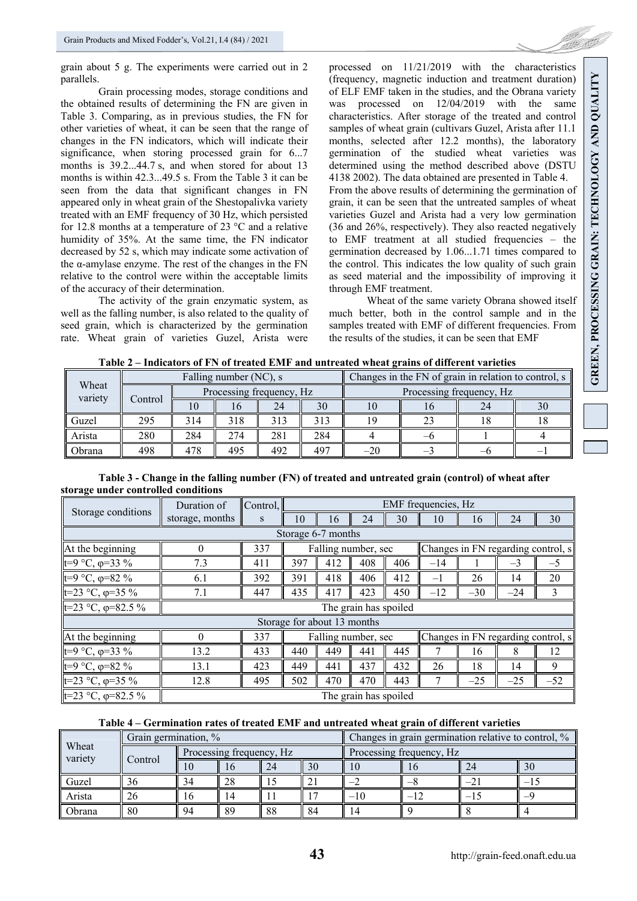grain about 5 g. The experiments were carried out in 2 parallels.

Grain processing modes, storage conditions and the obtained results of determining the FN are given in Table 3. Comparing, as in previous studies, the FN for other varieties of wheat, it can be seen that the range of changes in the FN indicators, which will indicate their significance, when storing processed grain for 6...7 months is 39.2...44.7 s, and when stored for about 13 months is within 42.3...49.5 s. From the Table 3 it can be seen from the data that significant changes in FN appeared only in wheat grain of the Shestopalivka variety treated with an EMF frequency of 30 Hz, which persisted for 12.8 months at a temperature of 23 °C and a relative humidity of 35%. At the same time, the FN indicator decreased by 52 s, which may indicate some activation of the α-amylase enzyme. The rest of the changes in the FN relative to the control were within the acceptable limits of the accuracy of their determination.

The activity of the grain enzymatic system, as well as the falling number, is also related to the quality of seed grain, which is characterized by the germination rate. Wheat grain of varieties Guzel, Arista were processed on 11/21/2019 with the characteristics (frequency, magnetic induction and treatment duration) of ELF EMF taken in the studies, and the Obrana variety was processed on 12/04/2019 with the same characteristics. After storage of the treated and control samples of wheat grain (cultivars Guzel, Arista after 11.1 months, selected after 12.2 months), the laboratory germination of the studied wheat varieties was determined using the method described above (DSTU 4138 2002). The data obtained are presented in Table 4.

From the above results of determining the germination of grain, it can be seen that the untreated samples of wheat varieties Guzel and Arista had a very low germination (36 and 26%, respectively). They also reacted negatively to EMF treatment at all studied frequencies – the germination decreased by 1.06...1.71 times compared to the control. This indicates the low quality of such grain as seed material and the impossibility of improving it through EMF treatment.

Wheat of the same variety Obrana showed itself much better, both in the control sample and in the samples treated with EMF of different frequencies. From the results of the studies, it can be seen that EMF

**Table 2 – Indicators of FN of treated EMF and untreated wheat grains of different varieties**

| Wheat variety | Falling number (NC), s | | | | | Changes in the FN of grain in relation to control, s | | | |
|---|---|---|---|---|---|---|---|---|---|
| | Control | Processing frequency, Hz | | | | Processing frequency, Hz | | | |
| | | 10 | 16 | 24 | 30 | 10 | 16 | 24 | 30 |
| Guzel | 295 | 314 | 318 | 313 | 313 | 19 | 23 | 18 | 18 |
| Arista | 280 | 284 | 274 | 281 | 284 | 4 | –6 | 1 | 4 |
| Obrana | 498 | 478 | 495 | 492 | 497 | –20 | –3 | –6 | –1 |

**Table 3 - Change in the falling number (FN) of treated and untreated grain (control) of wheat after storage under controlled conditions**

| Storage conditions | Duration of storage, months | Control, s | EMF frequencies, Hz | | | | | | | |
|---|---|---|---|---|---|---|---|---|---|---|
| | | | 10 | 16 | 24 | 30 | 10 | 16 | 24 | 30 |
| Storage 6-7 months | | | | | | | | | | |
| At the beginning | 0 | 337 | Falling number, sec | | | | Changes in FN regarding control, s | | | |
| t=9 °C, φ=33 % | 7.3 | 411 | 397 | 412 | 408 | 406 | –14 | 1 | –3 | –5 |
| t=9 °C, φ=82 % | 6.1 | 392 | 391 | 418 | 406 | 412 | –1 | 26 | 14 | 20 |
| t=23 °C, φ=35 % | 7.1 | 447 | 435 | 417 | 423 | 450 | –12 | –30 | –24 | 3 |
| t=23 °C, φ=82.5 % | The grain has spoiled | | | | | | | | | |
| Storage for about 13 months | | | | | | | | | | |
| At the beginning | 0 | 337 | Falling number, sec | | | | Changes in FN regarding control, s | | | |
| t=9 °C, φ=33 % | 13.2 | 433 | 440 | 449 | 441 | 445 | 7 | 16 | 8 | 12 |
| t=9 °C, φ=82 % | 13.1 | 423 | 449 | 441 | 437 | 432 | 26 | 18 | 14 | 9 |
| t=23 °C, φ=35 % | 12.8 | 495 | 502 | 470 | 470 | 443 | 7 | –25 | –25 | –52 |
| t=23 °C, φ=82.5 % | The grain has spoiled | | | | | | | | | |

**Table 4 – Germination rates of treated EMF and untreated wheat grain of different varieties**

| Wheat variety | Grain germination, % | | | | | Changes in grain germination relative to control, % | | | |
|---|---|---|---|---|---|---|---|---|---|
| | Control | Processing frequency, Hz | | | | Processing frequency, Hz | | | |
| | | 10 | 16 | 24 | 30 | 10 | 16 | 24 | 30 |
| Guzel | 36 | 34 | 28 | 15 | 21 | –2 | –8 | –21 | –15 |
| Arista | 26 | 16 | 14 | 11 | 17 | –10 | –12 | –15 | –9 |
| Obrana | 80 | 94 | 89 | 88 | 84 | 14 | 9 | 8 | 4 |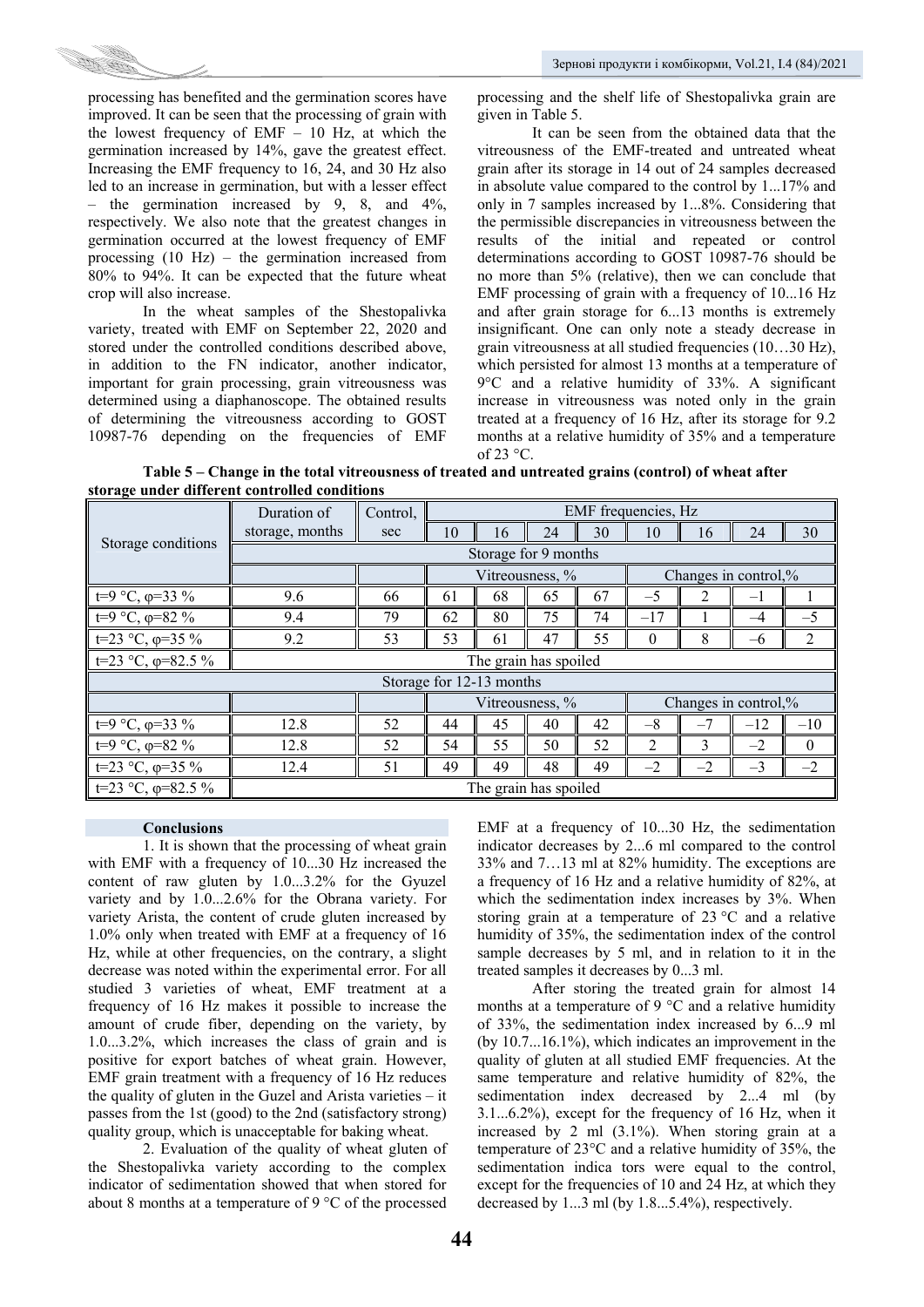processing has benefited and the germination scores have improved. It can be seen that the processing of grain with the lowest frequency of EMF – 10 Hz, at which the germination increased by 14%, gave the greatest effect. Increasing the EMF frequency to 16, 24, and 30 Hz also led to an increase in germination, but with a lesser effect – the germination increased by 9, 8, and 4%, respectively. We also note that the greatest changes in germination occurred at the lowest frequency of EMF processing (10 Hz) – the germination increased from 80% to 94%. It can be expected that the future wheat crop will also increase.

In the wheat samples of the Shestopalivka variety, treated with EMF on September 22, 2020 and stored under the controlled conditions described above, in addition to the FN indicator, another indicator, important for grain processing, grain vitreousness was determined using a diaphanoscope. The obtained results of determining the vitreousness according to GOST 10987-76 depending on the frequencies of EMF processing and the shelf life of Shestopalivka grain are given in Table 5.

It can be seen from the obtained data that the vitreousness of the EMF-treated and untreated wheat grain after its storage in 14 out of 24 samples decreased in absolute value compared to the control by 1...17% and only in 7 samples increased by 1...8%. Considering that the permissible discrepancies in vitreousness between the results of the initial and repeated or control determinations according to GOST 10987-76 should be no more than 5% (relative), then we can conclude that EMF processing of grain with a frequency of 10...16 Hz and after grain storage for 6...13 months is extremely insignificant. One can only note a steady decrease in grain vitreousness at all studied frequencies (10…30 Hz), which persisted for almost 13 months at a temperature of 9°C and a relative humidity of 33%. A significant increase in vitreousness was noted only in the grain treated at a frequency of 16 Hz, after its storage for 9.2 months at a relative humidity of 35% and a temperature of 23 °C.

**Table 5 – Change in the total vitreousness of treated and untreated grains (control) of wheat after storage under different controlled conditions**

| Storage conditions | Duration of storage, months | Control, sec | EMF frequencies, Hz | | | | | | | |
|---|---|---|---|---|---|---|---|---|---|---|
| | | | 10 | 16 | 24 | 30 | 10 | 16 | 24 | 30 |
| | Storage for 9 months | | | | | | | | | |
| | | | Vitreousness, % | | | | Changes in control,% | | | |
| t=9 °C, φ=33 % | 9.6 | 66 | 61 | 68 | 65 | 67 | –5 | 2 | –1 | 1 |
| t=9 °C, φ=82 % | 9.4 | 79 | 62 | 80 | 75 | 74 | –17 | 1 | –4 | –5 |
| t=23 °C, φ=35 % | 9.2 | 53 | 53 | 61 | 47 | 55 | 0 | 8 | –6 | 2 |
| t=23 °C, φ=82.5 % | The grain has spoiled | | | | | | | | | |
| Storage for 12-13 months | | | | | | | | | | |
| | | | Vitreousness, % | | | | Changes in control,% | | | |
| t=9 °C, φ=33 % | 12.8 | 52 | 44 | 45 | 40 | 42 | –8 | –7 | –12 | –10 |
| t=9 °C, φ=82 % | 12.8 | 52 | 54 | 55 | 50 | 52 | 2 | 3 | –2 | 0 |
| t=23 °C, φ=35 % | 12.4 | 51 | 49 | 49 | 48 | 49 | –2 | –2 | –3 | –2 |
| t=23 °C, φ=82.5 % | The grain has spoiled | | | | | | | | | |

### Conclusions

1. It is shown that the processing of wheat grain with EMF with a frequency of 10...30 Hz increased the content of raw gluten by 1.0...3.2% for the Gyuzel variety and by 1.0...2.6% for the Obrana variety. For variety Arista, the content of crude gluten increased by 1.0% only when treated with EMF at a frequency of 16 Hz, while at other frequencies, on the contrary, a slight decrease was noted within the experimental error. For all studied 3 varieties of wheat, EMF treatment at a frequency of 16 Hz makes it possible to increase the amount of crude fiber, depending on the variety, by 1.0...3.2%, which increases the class of grain and is positive for export batches of wheat grain. However, EMF grain treatment with a frequency of 16 Hz reduces the quality of gluten in the Guzel and Arista varieties – it passes from the 1st (good) to the 2nd (satisfactory strong) quality group, which is unacceptable for baking wheat.

2. Evaluation of the quality of wheat gluten of the Shestopalivka variety according to the complex indicator of sedimentation showed that when stored for about 8 months at a temperature of 9 °C of the processed EMF at a frequency of 10...30 Hz, the sedimentation indicator decreases by 2...6 ml compared to the control 33% and 7…13 ml at 82% humidity. The exceptions are a frequency of 16 Hz and a relative humidity of 82%, at which the sedimentation index increases by 3%. When storing grain at a temperature of 23 °C and a relative humidity of 35%, the sedimentation index of the control sample decreases by 5 ml, and in relation to it in the treated samples it decreases by 0...3 ml.

After storing the treated grain for almost 14 months at a temperature of 9 °C and a relative humidity of 33%, the sedimentation index increased by 6...9 ml (by 10.7...16.1%), which indicates an improvement in the quality of gluten at all studied EMF frequencies. At the same temperature and relative humidity of 82%, the sedimentation index decreased by 2...4 ml (by 3.1...6.2%), except for the frequency of 16 Hz, when it increased by 2 ml (3.1%). When storing grain at a temperature of 23°C and a relative humidity of 35%, the sedimentation indica tors were equal to the control, except for the frequencies of 10 and 24 Hz, at which they decreased by 1...3 ml (by 1.8...5.4%), respectively.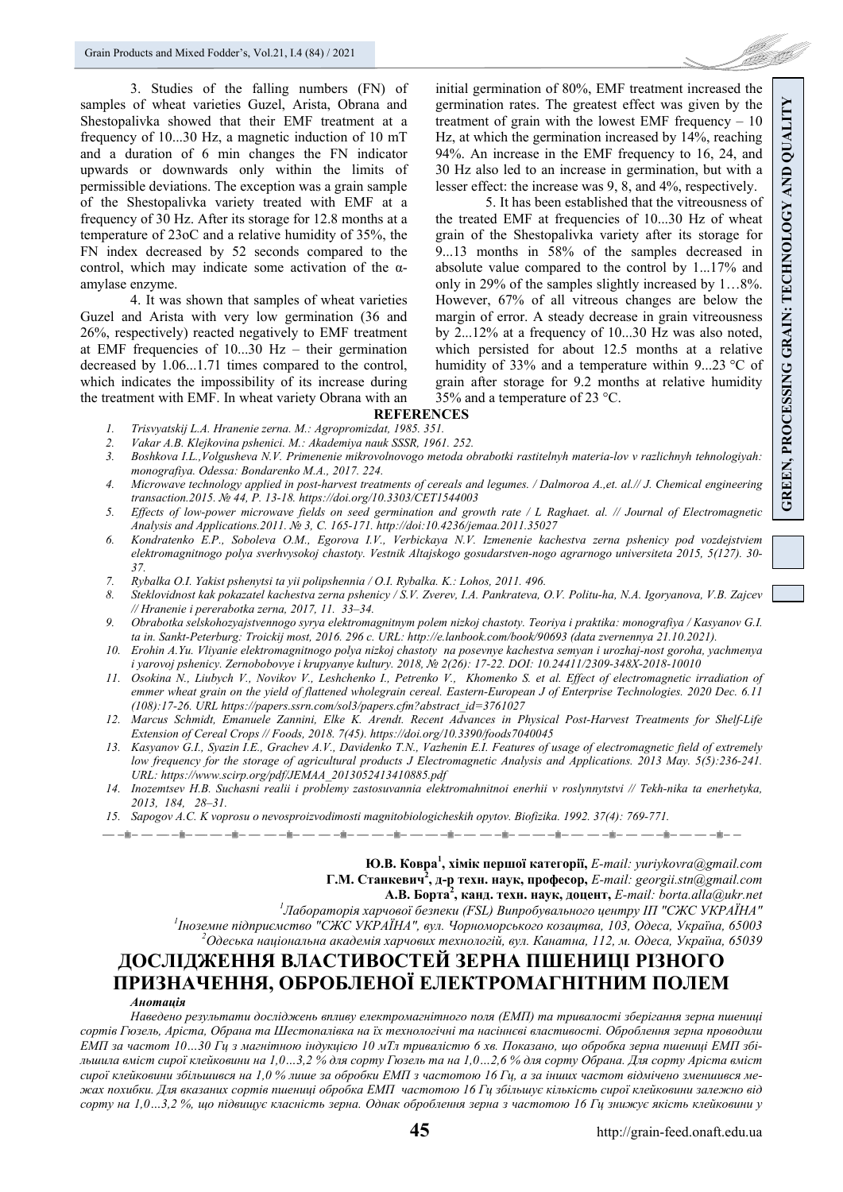3. Studies of the falling numbers (FN) of samples of wheat varieties Guzel, Arista, Obrana and Shestopalivka showed that their EMF treatment at a frequency of 10...30 Hz, a magnetic induction of 10 mT and a duration of 6 min changes the FN indicator upwards or downwards only within the limits of permissible deviations. The exception was a grain sample of the Shestopalivka variety treated with EMF at a frequency of 30 Hz. After its storage for 12.8 months at a temperature of 23oC and a relative humidity of 35%, the FN index decreased by 52 seconds compared to the control, which may indicate some activation of the α-amylase enzyme.

4. It was shown that samples of wheat varieties Guzel and Arista with very low germination (36 and 26%, respectively) reacted negatively to EMF treatment at EMF frequencies of 10...30 Hz – their germination decreased by 1.06...1.71 times compared to the control, which indicates the impossibility of its increase during the treatment with EMF. In wheat variety Obrana with an initial germination of 80%, EMF treatment increased the germination rates. The greatest effect was given by the treatment of grain with the lowest EMF frequency – 10 Hz, at which the germination increased by 14%, reaching 94%. An increase in the EMF frequency to 16, 24, and 30 Hz also led to an increase in germination, but with a lesser effect: the increase was 9, 8, and 4%, respectively.

5. It has been established that the vitreousness of the treated EMF at frequencies of 10...30 Hz of wheat grain of the Shestopalivka variety after its storage for 9...13 months in 58% of the samples decreased in absolute value compared to the control by 1...17% and only in 29% of the samples slightly increased by 1…8%. However, 67% of all vitreous changes are below the margin of error. A steady decrease in grain vitreousness by 2...12% at a frequency of 10...30 Hz was also noted, which persisted for about 12.5 months at a relative humidity of 33% and a temperature within 9...23 °C of grain after storage for 9.2 months at relative humidity 35% and a temperature of 23 °C.

## REFERENCES

1. *Trisvyatskij L.A. Hranenie zerna. M.: Agropromizdat, 1985. 351.*
2. *Vakar A.B. Klejkovina pshenici. M.: Akademiya nauk SSSR, 1961. 252.*
3. *Boshkova I.L.,Volgusheva N.V. Primenenie mikrovolnovogo metoda obrabotki rastitelnyh materia-lov v razlichnyh tehnologiyah: monografiya. Odessa: Bondarenko M.A., 2017. 224.*
4. *Microwave technology applied in post-harvest treatments of cereals and legumes. / Dalmoroa A.,et. al.// J. Chemical engineering transaction.2015. № 44, P. 13-18. https://doi.org/10.3303/CET1544003*
5. *Effects of low-power microwave fields on seed germination and growth rate / L Raghaet. al. // Journal of Electromagnetic Analysis and Applications.2011. № 3, C. 165-171. http://doi:10.4236/jemaa.2011.35027*
6. *Kondratenko E.P., Soboleva O.M., Egorova I.V., Verbickaya N.V. Izmenenie kachestva zerna pshenicy pod vozdejstviem elektromagnitnogo polya sverhvysokoj chastoty. Vestnik Altajskogo gosudarstven-nogo agrarnogo universiteta 2015, 5(127). 30-37.*
7. *Rybalka O.I. Yakist pshenytsi ta yii polipshennia / O.I. Rybalka. K.: Lohos, 2011. 496.*
8. *Steklovidnost kak pokazatel kachestva zerna pshenicy / S.V. Zverev, I.A. Pankrateva, O.V. Politu-ha, N.A. Igoryanova, V.B. Zajcev // Hranenie i pererabotka zerna, 2017, 11. 33–34.*
9. *Obrabotka selskohozyajstvennogo syrya elektromagnitnym polem nizkoj chastoty. Teoriya i praktika: monografiya / Kasyanov G.I. ta in. Sankt-Peterburg: Troickij most, 2016. 296 c. URL: http://e.lanbook.com/book/90693 (data zvernennya 21.10.2021).*
10. *Erohin A.Yu. Vliyanie elektromagnitnogo polya nizkoj chastoty na posevnye kachestva semyan i urozhaj-nost goroha, yachmenya i yarovoj pshenicy. Zernobobovye i krupyanye kultury. 2018, № 2(26): 17-22. DOI: 10.24411/2309-348X-2018-10010*
11. *Osokina N., Liubych V., Novikov V., Leshchenko I., Petrenko V., Khomenko S. et al. Effect of electromagnetic irradiation of emmer wheat grain on the yield of flattened wholegrain cereal. Eastern-European J of Enterprise Technologies. 2020 Dec. 6.11 (108):17-26. URL https://papers.ssrn.com/sol3/papers.cfm?abstract_id=3761027*
12. *Marcus Schmidt, Emanuele Zannini, Elke K. Arendt. Recent Advances in Physical Post-Harvest Treatments for Shelf-Life Extension of Cereal Crops // Foods, 2018. 7(45). https://doi.org/10.3390/foods7040045*
13. *Kasyanov G.I., Syazin I.E., Grachev A.V., Davidenko T.N., Vazhenin E.I. Features of usage of electromagnetic field of extremely low frequency for the storage of agricultural products J Electromagnetic Analysis and Applications. 2013 May. 5(5):236-241. URL: https://www.scirp.org/pdf/JEMAA_2013052413410885.pdf*
14. *Inozemtsev H.B. Suchasni realii i problemy zastosuvannia elektromahnitnoi enerhii v roslynnytstvi // Tekh-nika ta enerhetyka, 2013, 184, 28–31.*
15. *Sapogov A.C. K voprosu o nevosproizvodimosti magnitobiologicheskih opytov. Biofizika. 1992. 37(4): 769-771.*

---

**Ю.В. Ковра[1], хімік першої категорії,** *E-mail: yuriykovra@gmail.com*
**Г.М. Станкевич[2], д-р техн. наук, професор,** *E-mail: georgii.stn@gmail.com*
**А.В. Борта[2], канд. техн. наук, доцент,** *E-mail: borta.alla@ukr.net*

*[1]Лабораторія харчової безпеки (FSL) Випробувального центру ІП "СЖС УКРАЇНА"*
*[1]Іноземне підприємство "СЖС УКРАЇНА", вул. Чорноморського козацтва, 103, Одеса, Україна, 65003*
*[2]Одеська національна академія харчових технологій, вул. Канатна, 112, м. Одеса, Україна, 65039*

# ДОСЛІДЖЕННЯ ВЛАСТИВОСТЕЙ ЗЕРНА ПШЕНИЦІ РІЗНОГО ПРИЗНАЧЕННЯ, ОБРОБЛЕНОЇ ЕЛЕКТРОМАГНІТНИМ ПОЛЕМ

***Анотація***

*Наведено результати досліджень впливу електромагнітного поля (ЕМП) та тривалості зберігання зерна пшениці сортів Гюзель, Аріста, Обрана та Шестопалівка на їх технологічні та насіннєві властивості. Оброблення зерна проводили ЕМП за частот 10…30 Гц з магнітною індукцією 10 мТл тривалістю 6 хв. Показано, що обробка зерна пшениці ЕМП збільшила вміст сирої клейковини на 1,0…3,2 % для сорту Гюзель та на 1,0…2,6 % для сорту Обрана. Для сорту Аріста вміст сирої клейковини збільшився на 1,0 % лише за обробки ЕМП з частотою 16 Гц, а за інших частот відмічено зменшився межах похибки. Для вказаних сортів пшениці обробка ЕМП частотою 16 Гц збільшує кількість сирої клейковини залежно від сорту на 1,0…3,2 %, що підвищує класність зерна. Однак оброблення зерна з частотою 16 Гц знижує якість клейковини у*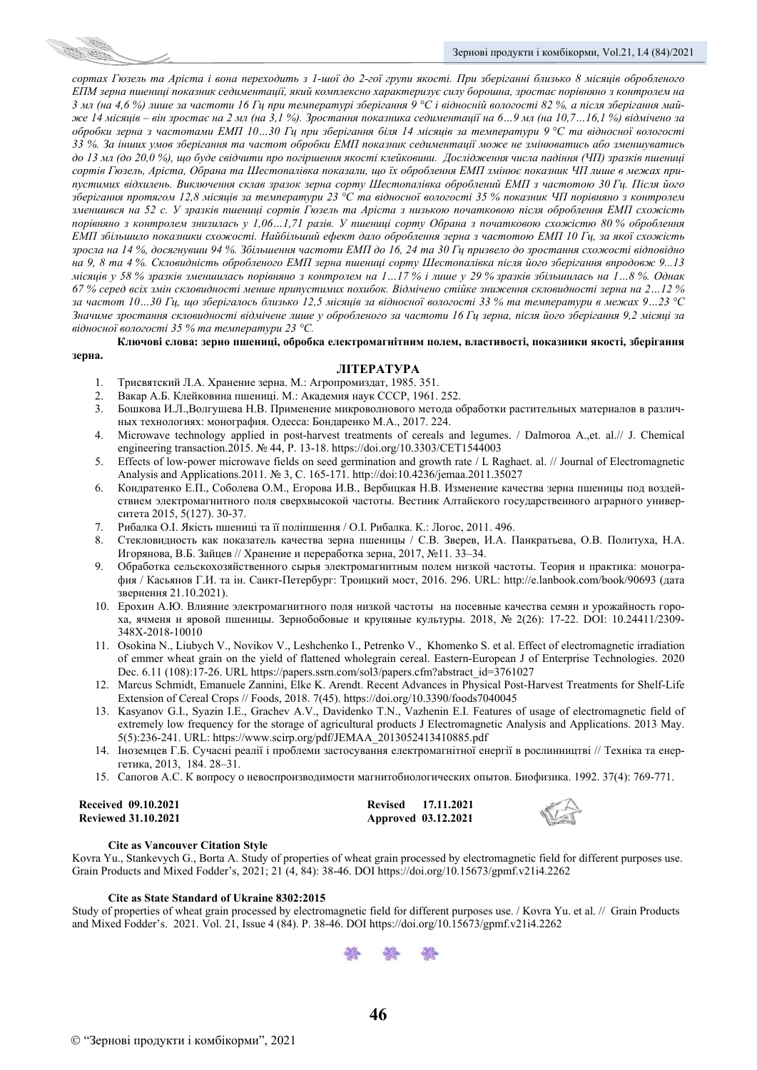*сортах Гюзель та Аріста і вона переходить з 1-шої до 2-гої групи якості. При зберіганні близько 8 місяців обробленого ЕПМ зерна пшениці показник седиментації, який комплексно характеризує силу борошна, зростає порівняно з контролем на 3 мл (на 4,6 %) лише за частоти 16 Гц при температурі зберігання 9 °С і відносній вологості 82 %, а після зберігання майже 14 місяців – він зростає на 2 мл (на 3,1 %). Зростання показника седиментації на 6…9 мл (на 10,7…16,1 %) відмічено за обробки зерна з частотами ЕМП 10…30 Гц при зберігання біля 14 місяців за температури 9 °С та відносної вологості 33 %. За інших умов зберігання та частот обробки ЕМП показник седиментації може не змінюватись або зменшуватись до 13 мл (до 20,0 %), що буде свідчити про погіршення якості клейковини. Дослідження числа падіння (ЧП) зразків пшениці сортів Гюзель, Аріста, Обрана та Шестопалівка показали, що їх оброблення ЕМП змінює показник ЧП лише в межах припустимих відхилень. Виключення склав зразок зерна сорту Шестопалівка оброблений ЕМП з частотою 30 Гц. Після його зберігання протягом 12,8 місяців за температури 23 °С та відносної вологості 35 % показник ЧП порівняно з контролем зменшився на 52 с. У зразків пшениці сортів Гюзель та Аріста з низькою початковою після оброблення ЕМП схожість порівняно з контролем знизилась у 1,06…1,71 разів. У пшениці сорту Обрана з початковою схожістю 80 % оброблення ЕМП збільшило показники схожості. Найбільший ефект дало оброблення зерна з частотою ЕМП 10 Гц, за якої схожість зросла на 14 %, досягнувши 94 %. Збільшення частоти ЕМП до 16, 24 та 30 Гц призвело до зростання схожості відповідно на 9, 8 та 4 %. Скловидність обробленого ЕМП зерна пшениці сорту Шестопалівка після його зберігання впродовж 9...13 місяців у 58 % зразків зменшилась порівняно з контролем на 1…17 % і лише у 29 % зразків збільшилась на 1…8 %. Однак 67 % серед всіх змін скловидності менше припустимих похибок. Відмічено стійке зниження скловидності зерна на 2…12 % за частот 10…30 Гц, що зберігалось близько 12,5 місяців за відносної вологості 33 % та температури в межах 9…23 °С Значиме зростання скловидності відмічене лише у обробленого за частоти 16 Гц зерна, після його зберігання 9,2 місяці за відносної вологості 35 % та температури 23 °С.*

**Ключові слова: зерно пшениці, обробка електромагнітним полем, властивості, показники якості, зберігання зерна.**

## ЛІТЕРАТУРА

1. Трисвятский Л.А. Хранение зерна. М.: Агропромиздат, 1985. 351.
2. Вакар А.Б. Клейковина пшениці. М.: Академия наук СССР, 1961. 252.
3. Бошкова И.Л.,Волгушева Н.В. Применение микроволнового метода обработки растительных материалов в различных технологиях: монография. Одесса: Бондаренко М.А., 2017. 224.
4. Microwave technology applied in post-harvest treatments of cereals and legumes. / Dalmoroa A.,et. al.// J. Chemical engineering transaction.2015. № 44, P. 13-18. https://doi.org/10.3303/CET1544003
5. Effects of low-power microwave fields on seed germination and growth rate / L Raghaet. al. // Journal of Electromagnetic Analysis and Applications.2011. № 3, С. 165-171. http://doi:10.4236/jemaa.2011.35027
6. Кондратенко Е.П., Соболева О.М., Егорова И.В., Вербицкая Н.В. Изменение качества зерна пшеницы под воздействием электромагнитного поля сверхвысокой частоты. Вестник Алтайского государственного аграрного университета 2015, 5(127). 30-37.
7. Рибалка О.І. Якість пшениці та її поліпшення / О.І. Рибалка. К.: Логос, 2011. 496.
8. Стекловидность как показатель качества зерна пшеницы / С.В. Зверев, И.А. Панкратьева, О.В. Политуха, Н.А. Игорянова, В.Б. Зайцев // Хранение и переработка зерна, 2017, №11. 33–34.
9. Обработка сельскохозяйственного сырья электромагнитным полем низкой частоты. Теория и практика: монография / Касьянов Г.И. та ін. Санкт-Петербург: Троицкий мост, 2016. 296. URL: http://e.lanbook.com/book/90693 (дата звернення 21.10.2021).
10. Ерохин А.Ю. Влияние электромагнитного поля низкой частоты на посевные качества семян и урожайность гороха, ячменя и яровой пшеницы. Зернобобовые и крупяные культуры. 2018, № 2(26): 17-22. DOI: 10.24411/2309-348X-2018-10010
11. Osokina N., Liubych V., Novikov V., Leshchenko I., Petrenko V., Khomenko S. et al. Effect of electromagnetic irradiation of emmer wheat grain on the yield of flattened wholegrain cereal. Eastern-European J of Enterprise Technologies. 2020 Dec. 6.11 (108):17-26. URL https://papers.ssrn.com/sol3/papers.cfm?abstract_id=3761027
12. Marcus Schmidt, Emanuele Zannini, Elke K. Arendt. Recent Advances in Physical Post-Harvest Treatments for Shelf-Life Extension of Cereal Crops // Foods, 2018. 7(45). https://doi.org/10.3390/foods7040045
13. Kasyanov G.I., Syazin I.E., Grachev A.V., Davidenko T.N., Vazhenin E.I. Features of usage of electromagnetic field of extremely low frequency for the storage of agricultural products J Electromagnetic Analysis and Applications. 2013 May. 5(5):236-241. URL: https://www.scirp.org/pdf/JEMAA_2013052413410885.pdf
14. Іноземцев Г.Б. Сучасні реалії і проблеми застосування електромагнітної енергії в рослинництві // Техніка та енергетика, 2013, 184. 28–31.
15. Сапогов А.С. К вопросу о невоспроизводимости магнитобиологических опытов. Биофизика. 1992. 37(4): 769-771.

**Received 09.10.2021** **Revised 17.11.2021**
**Reviewed 31.10.2021** **Approved 03.12.2021**

**Cite as Vancouver Citation Style**

Kovra Yu., Stankevych G., Borta A. Study of properties of wheat grain processed by electromagnetic field for different purposes use. Grain Products and Mixed Fodder's, 2021; 21 (4, 84): 38-46. DOI https://doi.org/10.15673/gpmf.v21i4.2262

**Cite as State Standard of Ukraine 8302:2015**

Study of properties of wheat grain processed by electromagnetic field for different purposes use. / Kovra Yu. et al. // Grain Products and Mixed Fodder's. 2021. Vol. 21, Issue 4 (84). P. 38-46. DOI https://doi.org/10.15673/gpmf.v21i4.2262

© "Зернові продукти і комбікорми", 2021